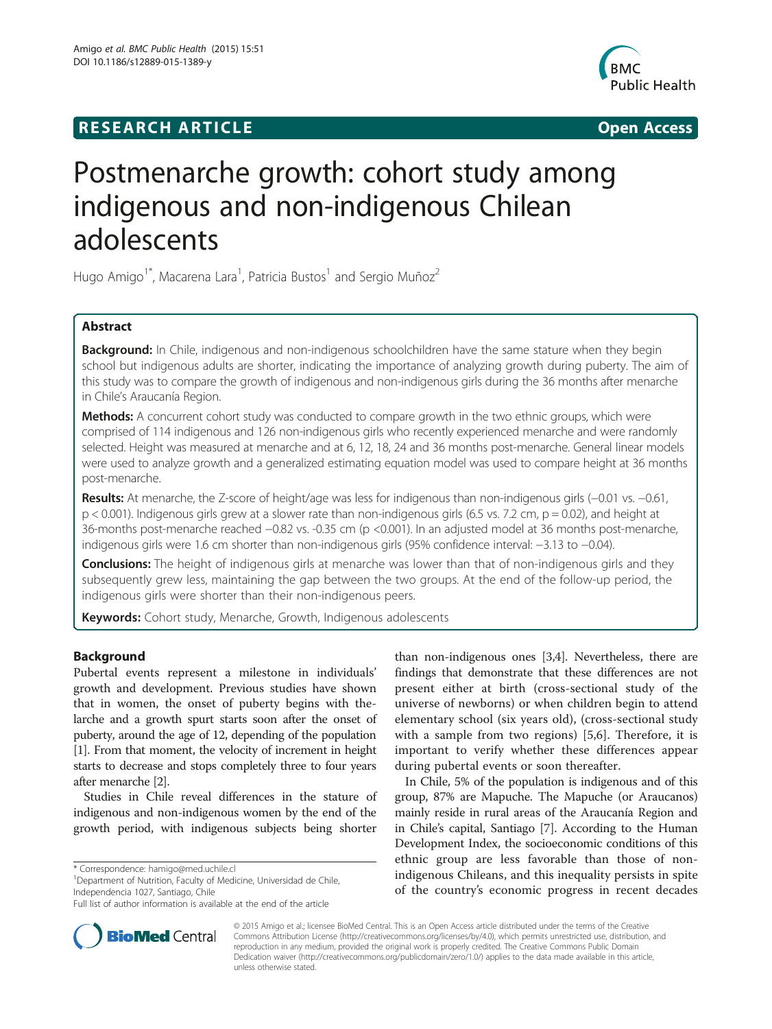RESEARCH ARTICLE **Open Access**

# Postmenarche growth: cohort study among indigenous and non-indigenous Chilean adolescents

Hugo Amigo[1*], Macarena Lara[1], Patricia Bustos[1] and Sergio Muñoz[2]

## Abstract

**Background:** In Chile, indigenous and non-indigenous schoolchildren have the same stature when they begin school but indigenous adults are shorter, indicating the importance of analyzing growth during puberty. The aim of this study was to compare the growth of indigenous and non-indigenous girls during the 36 months after menarche in Chile's Araucanía Region.

**Methods:** A concurrent cohort study was conducted to compare growth in the two ethnic groups, which were comprised of 114 indigenous and 126 non-indigenous girls who recently experienced menarche and were randomly selected. Height was measured at menarche and at 6, 12, 18, 24 and 36 months post-menarche. General linear models were used to analyze growth and a generalized estimating equation model was used to compare height at 36 months post-menarche.

**Results:** At menarche, the Z-score of height/age was less for indigenous than non-indigenous girls (−0.01 vs. −0.61, $p < 0.001$). Indigenous girls grew at a slower rate than non-indigenous girls (6.5 vs. 7.2 cm, $p = 0.02$), and height at 36-months post-menarche reached −0.82 vs. -0.35 cm ($p < 0.001$). In an adjusted model at 36 months post-menarche, indigenous girls were 1.6 cm shorter than non-indigenous girls (95% confidence interval: −3.13 to −0.04).

**Conclusions:** The height of indigenous girls at menarche was lower than that of non-indigenous girls and they subsequently grew less, maintaining the gap between the two groups. At the end of the follow-up period, the indigenous girls were shorter than their non-indigenous peers.

**Keywords:** Cohort study, Menarche, Growth, Indigenous adolescents

## Background

Pubertal events represent a milestone in individuals' growth and development. Previous studies have shown that in women, the onset of puberty begins with thelarche and a growth spurt starts soon after the onset of puberty, around the age of 12, depending of the population [1]. From that moment, the velocity of increment in height starts to decrease and stops completely three to four years after menarche [2].

Studies in Chile reveal differences in the stature of indigenous and non-indigenous women by the end of the growth period, with indigenous subjects being shorter than non-indigenous ones [3,4]. Nevertheless, there are findings that demonstrate that these differences are not present either at birth (cross-sectional study of the universe of newborns) or when children begin to attend elementary school (six years old), (cross-sectional study with a sample from two regions) [5,6]. Therefore, it is important to verify whether these differences appear during pubertal events or soon thereafter.

In Chile, 5% of the population is indigenous and of this group, 87% are Mapuche. The Mapuche (or Araucanos) mainly reside in rural areas of the Araucanía Region and in Chile's capital, Santiago [7]. According to the Human Development Index, the socioeconomic conditions of this ethnic group are less favorable than those of non-indigenous Chileans, and this inequality persists in spite of the country's economic progress in recent decades

\* Correspondence: hamigo@med.uchile.cl

[1]Department of Nutrition, Faculty of Medicine, Universidad de Chile, Independencia 1027, Santiago, Chile

Full list of author information is available at the end of the article

© 2015 Amigo et al.; licensee BioMed Central. This is an Open Access article distributed under the terms of the Creative Commons Attribution License (http://creativecommons.org/licenses/by/4.0), which permits unrestricted use, distribution, and reproduction in any medium, provided the original work is properly credited. The Creative Commons Public Domain Dedication waiver (http://creativecommons.org/publicdomain/zero/1.0/) applies to the data made available in this article, unless otherwise stated.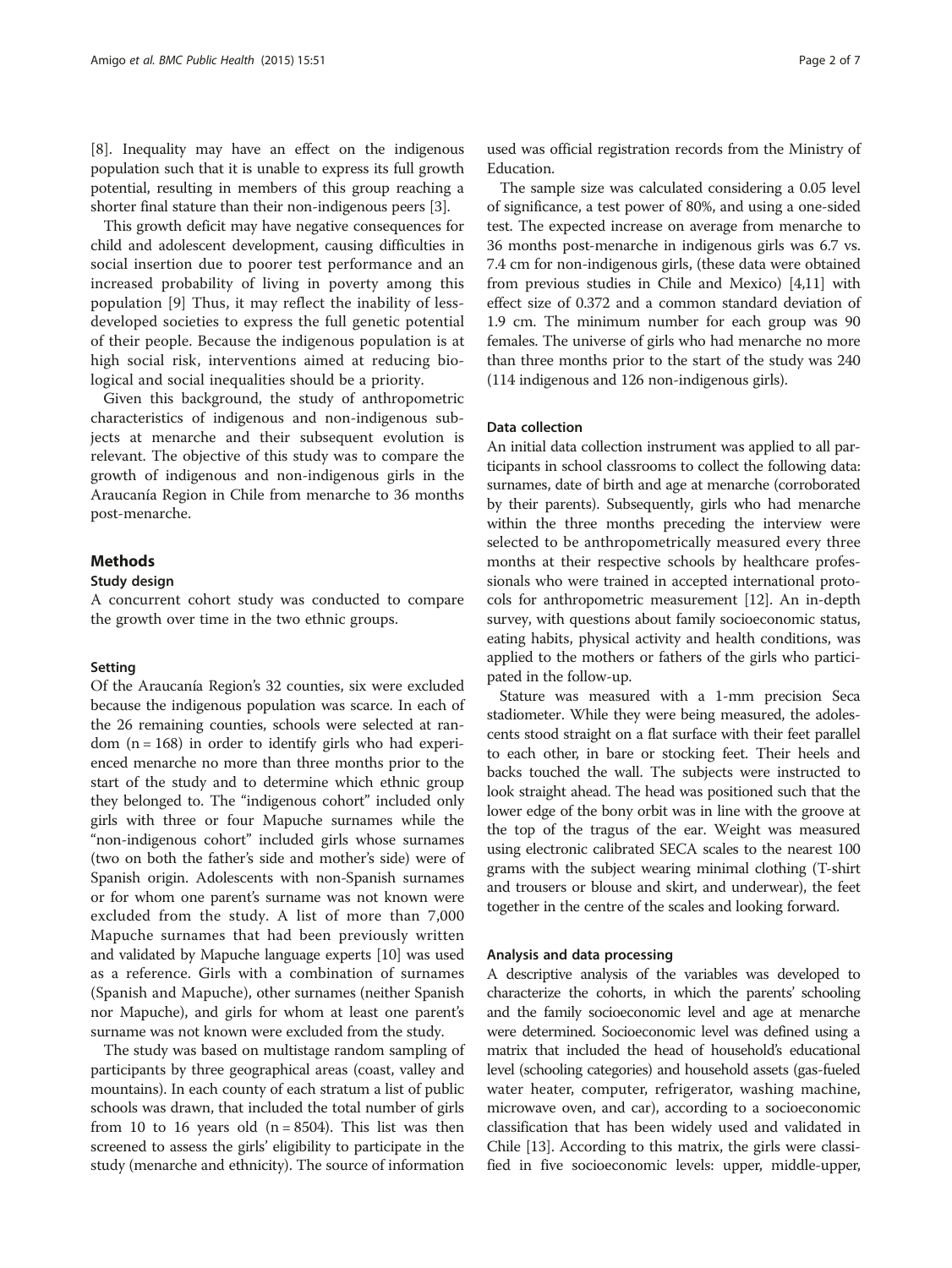[8]. Inequality may have an effect on the indigenous population such that it is unable to express its full growth potential, resulting in members of this group reaching a shorter final stature than their non-indigenous peers [3].

This growth deficit may have negative consequences for child and adolescent development, causing difficulties in social insertion due to poorer test performance and an increased probability of living in poverty among this population [9] Thus, it may reflect the inability of less-developed societies to express the full genetic potential of their people. Because the indigenous population is at high social risk, interventions aimed at reducing biological and social inequalities should be a priority.

Given this background, the study of anthropometric characteristics of indigenous and non-indigenous subjects at menarche and their subsequent evolution is relevant. The objective of this study was to compare the growth of indigenous and non-indigenous girls in the Araucanía Region in Chile from menarche to 36 months post-menarche.

## Methods

### Study design

A concurrent cohort study was conducted to compare the growth over time in the two ethnic groups.

### Setting

Of the Araucanía Region's 32 counties, six were excluded because the indigenous population was scarce. In each of the 26 remaining counties, schools were selected at random (n = 168) in order to identify girls who had experienced menarche no more than three months prior to the start of the study and to determine which ethnic group they belonged to. The "indigenous cohort" included only girls with three or four Mapuche surnames while the "non-indigenous cohort" included girls whose surnames (two on both the father's side and mother's side) were of Spanish origin. Adolescents with non-Spanish surnames or for whom one parent's surname was not known were excluded from the study. A list of more than 7,000 Mapuche surnames that had been previously written and validated by Mapuche language experts [10] was used as a reference. Girls with a combination of surnames (Spanish and Mapuche), other surnames (neither Spanish nor Mapuche), and girls for whom at least one parent's surname was not known were excluded from the study.

The study was based on multistage random sampling of participants by three geographical areas (coast, valley and mountains). In each county of each stratum a list of public schools was drawn, that included the total number of girls from 10 to 16 years old (n = 8504). This list was then screened to assess the girls' eligibility to participate in the study (menarche and ethnicity). The source of information used was official registration records from the Ministry of Education.

The sample size was calculated considering a 0.05 level of significance, a test power of 80%, and using a one-sided test. The expected increase on average from menarche to 36 months post-menarche in indigenous girls was 6.7 vs. 7.4 cm for non-indigenous girls, (these data were obtained from previous studies in Chile and Mexico) [4,11] with effect size of 0.372 and a common standard deviation of 1.9 cm. The minimum number for each group was 90 females. The universe of girls who had menarche no more than three months prior to the start of the study was 240 (114 indigenous and 126 non-indigenous girls).

### Data collection

An initial data collection instrument was applied to all participants in school classrooms to collect the following data: surnames, date of birth and age at menarche (corroborated by their parents). Subsequently, girls who had menarche within the three months preceding the interview were selected to be anthropometrically measured every three months at their respective schools by healthcare professionals who were trained in accepted international protocols for anthropometric measurement [12]. An in-depth survey, with questions about family socioeconomic status, eating habits, physical activity and health conditions, was applied to the mothers or fathers of the girls who participated in the follow-up.

Stature was measured with a 1-mm precision Seca stadiometer. While they were being measured, the adolescents stood straight on a flat surface with their feet parallel to each other, in bare or stocking feet. Their heels and backs touched the wall. The subjects were instructed to look straight ahead. The head was positioned such that the lower edge of the bony orbit was in line with the groove at the top of the tragus of the ear. Weight was measured using electronic calibrated SECA scales to the nearest 100 grams with the subject wearing minimal clothing (T-shirt and trousers or blouse and skirt, and underwear), the feet together in the centre of the scales and looking forward.

### Analysis and data processing

A descriptive analysis of the variables was developed to characterize the cohorts, in which the parents' schooling and the family socioeconomic level and age at menarche were determined. Socioeconomic level was defined using a matrix that included the head of household's educational level (schooling categories) and household assets (gas-fueled water heater, computer, refrigerator, washing machine, microwave oven, and car), according to a socioeconomic classification that has been widely used and validated in Chile [13]. According to this matrix, the girls were classified in five socioeconomic levels: upper, middle-upper,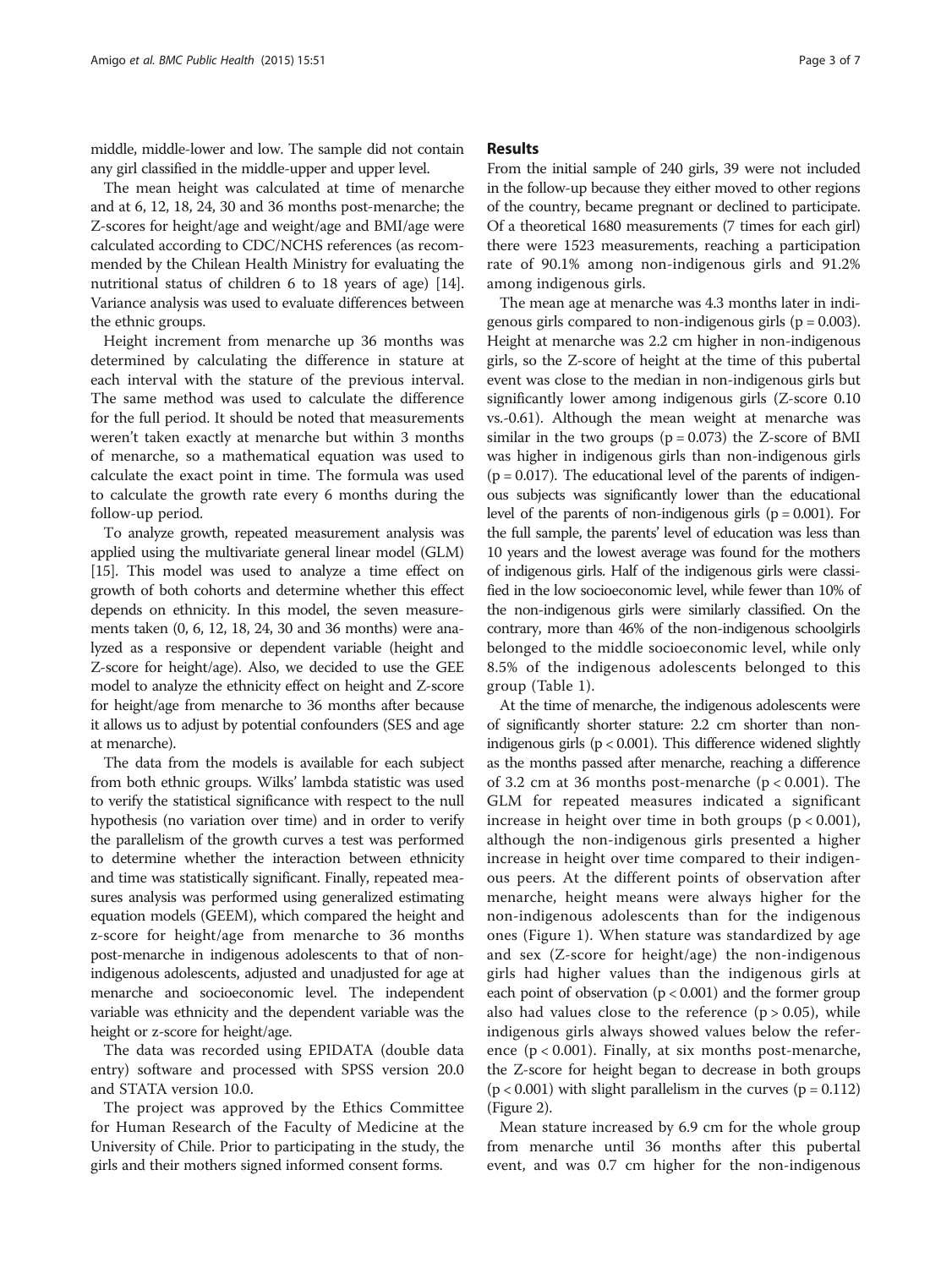middle, middle-lower and low. The sample did not contain any girl classified in the middle-upper and upper level.

The mean height was calculated at time of menarche and at 6, 12, 18, 24, 30 and 36 months post-menarche; the Z-scores for height/age and weight/age and BMI/age were calculated according to CDC/NCHS references (as recommended by the Chilean Health Ministry for evaluating the nutritional status of children 6 to 18 years of age) [14]. Variance analysis was used to evaluate differences between the ethnic groups.

Height increment from menarche up 36 months was determined by calculating the difference in stature at each interval with the stature of the previous interval. The same method was used to calculate the difference for the full period. It should be noted that measurements weren't taken exactly at menarche but within 3 months of menarche, so a mathematical equation was used to calculate the exact point in time. The formula was used to calculate the growth rate every 6 months during the follow-up period.

To analyze growth, repeated measurement analysis was applied using the multivariate general linear model (GLM) [15]. This model was used to analyze a time effect on growth of both cohorts and determine whether this effect depends on ethnicity. In this model, the seven measurements taken (0, 6, 12, 18, 24, 30 and 36 months) were analyzed as a responsive or dependent variable (height and Z-score for height/age). Also, we decided to use the GEE model to analyze the ethnicity effect on height and Z-score for height/age from menarche to 36 months after because it allows us to adjust by potential confounders (SES and age at menarche).

The data from the models is available for each subject from both ethnic groups. Wilks' lambda statistic was used to verify the statistical significance with respect to the null hypothesis (no variation over time) and in order to verify the parallelism of the growth curves a test was performed to determine whether the interaction between ethnicity and time was statistically significant. Finally, repeated measures analysis was performed using generalized estimating equation models (GEEM), which compared the height and z-score for height/age from menarche to 36 months post-menarche in indigenous adolescents to that of non-indigenous adolescents, adjusted and unadjusted for age at menarche and socioeconomic level. The independent variable was ethnicity and the dependent variable was the height or z-score for height/age.

The data was recorded using EPIDATA (double data entry) software and processed with SPSS version 20.0 and STATA version 10.0.

The project was approved by the Ethics Committee for Human Research of the Faculty of Medicine at the University of Chile. Prior to participating in the study, the girls and their mothers signed informed consent forms.

## Results

From the initial sample of 240 girls, 39 were not included in the follow-up because they either moved to other regions of the country, became pregnant or declined to participate. Of a theoretical 1680 measurements (7 times for each girl) there were 1523 measurements, reaching a participation rate of 90.1% among non-indigenous girls and 91.2% among indigenous girls.

The mean age at menarche was 4.3 months later in indigenous girls compared to non-indigenous girls ($p = 0.003$). Height at menarche was 2.2 cm higher in non-indigenous girls, so the Z-score of height at the time of this pubertal event was close to the median in non-indigenous girls but significantly lower among indigenous girls (Z-score 0.10 vs.-0.61). Although the mean weight at menarche was similar in the two groups ($p = 0.073$) the Z-score of BMI was higher in indigenous girls than non-indigenous girls ($p = 0.017$). The educational level of the parents of indigenous subjects was significantly lower than the educational level of the parents of non-indigenous girls ($p = 0.001$). For the full sample, the parents' level of education was less than 10 years and the lowest average was found for the mothers of indigenous girls. Half of the indigenous girls were classified in the low socioeconomic level, while fewer than 10% of the non-indigenous girls were similarly classified. On the contrary, more than 46% of the non-indigenous schoolgirls belonged to the middle socioeconomic level, while only 8.5% of the indigenous adolescents belonged to this group (Table 1).

At the time of menarche, the indigenous adolescents were of significantly shorter stature: 2.2 cm shorter than non-indigenous girls ($p < 0.001$). This difference widened slightly as the months passed after menarche, reaching a difference of 3.2 cm at 36 months post-menarche ($p < 0.001$). The GLM for repeated measures indicated a significant increase in height over time in both groups ($p < 0.001$), although the non-indigenous girls presented a higher increase in height over time compared to their indigenous peers. At the different points of observation after menarche, height means were always higher for the non-indigenous adolescents than for the indigenous ones (Figure 1). When stature was standardized by age and sex (Z-score for height/age) the non-indigenous girls had higher values than the indigenous girls at each point of observation ($p < 0.001$) and the former group also had values close to the reference ($p > 0.05$), while indigenous girls always showed values below the reference ($p < 0.001$). Finally, at six months post-menarche, the Z-score for height began to decrease in both groups ($p < 0.001$) with slight parallelism in the curves ($p = 0.112$) (Figure 2).

Mean stature increased by 6.9 cm for the whole group from menarche until 36 months after this pubertal event, and was 0.7 cm higher for the non-indigenous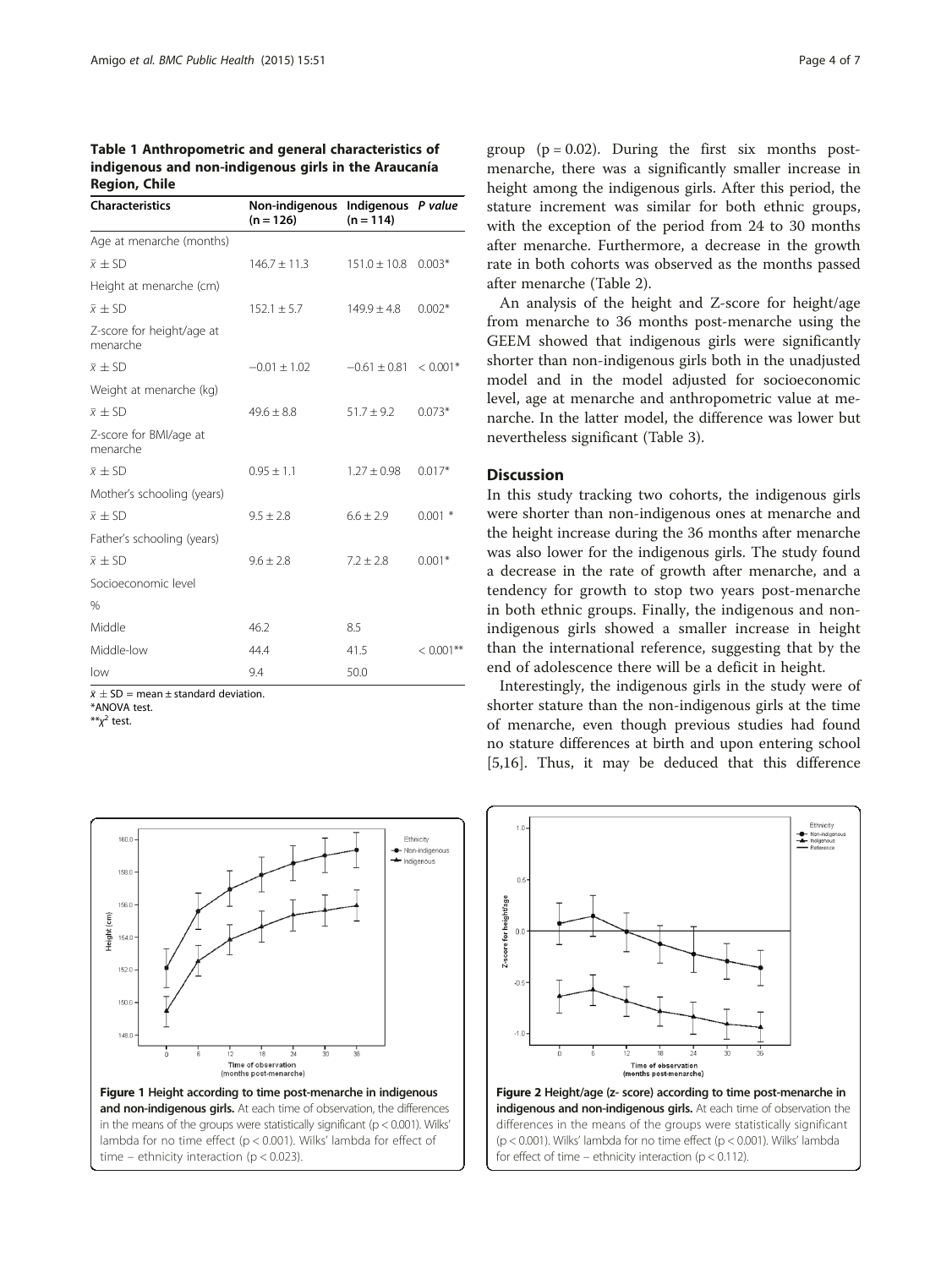**Table 1 Anthropometric and general characteristics of indigenous and non-indigenous girls in the Araucanía Region, Chile**

| Characteristics | Non-indigenous (n = 126) | Indigenous (n = 114) | *P value* |
|---|---|---|---|
| Age at menarche (months) | | | |
| $\bar{x} \pm$ SD | 146.7 ± 11.3 | 151.0 ± 10.8 | 0.003* |
| Height at menarche (cm) | | | |
| $\bar{x} \pm$ SD | 152.1 ± 5.7 | 149.9 ± 4.8 | 0.002* |
| Z-score for height/age at menarche | | | |
| $\bar{x} \pm$ SD | −0.01 ± 1.02 | −0.61 ± 0.81 | < 0.001* |
| Weight at menarche (kg) | | | |
| $\bar{x} \pm$ SD | 49.6 ± 8.8 | 51.7 ± 9.2 | 0.073* |
| Z-score for BMI/age at menarche | | | |
| $\bar{x} \pm$ SD | 0.95 ± 1.1 | 1.27 ± 0.98 | 0.017* |
| Mother's schooling (years) | | | |
| $\bar{x} \pm$ SD | 9.5 ± 2.8 | 6.6 ± 2.9 | 0.001 * |
| Father's schooling (years) | | | |
| $\bar{x} \pm$ SD | 9.6 ± 2.8 | 7.2 ± 2.8 | 0.001* |
| Socioeconomic level | | | |
| % | | | |
| Middle | 46.2 | 8.5 | |
| Middle-low | 44.4 | 41.5 | < 0.001** |
| low | 9.4 | 50.0 | |

$\bar{x} \pm$ SD = mean ± standard deviation.
*ANOVA test.
**$\chi^2$ test.

group ($p = 0.02$). During the first six months post-menarche, there was a significantly smaller increase in height among the indigenous girls. After this period, the stature increment was similar for both ethnic groups, with the exception of the period from 24 to 30 months after menarche. Furthermore, a decrease in the growth rate in both cohorts was observed as the months passed after menarche (Table 2).

An analysis of the height and Z-score for height/age from menarche to 36 months post-menarche using the GEEM showed that indigenous girls were significantly shorter than non-indigenous girls both in the unadjusted model and in the model adjusted for socioeconomic level, age at menarche and anthropometric value at menarche. In the latter model, the difference was lower but nevertheless significant (Table 3).

## Discussion

In this study tracking two cohorts, the indigenous girls were shorter than non-indigenous ones at menarche and the height increase during the 36 months after menarche was also lower for the indigenous girls. The study found a decrease in the rate of growth after menarche, and a tendency for growth to stop two years post-menarche in both ethnic groups. Finally, the indigenous and non-indigenous girls showed a smaller increase in height than the international reference, suggesting that by the end of adolescence there will be a deficit in height.

Interestingly, the indigenous girls in the study were of shorter stature than the non-indigenous girls at the time of menarche, even though previous studies had found no stature differences at birth and upon entering school [5,16]. Thus, it may be deduced that this difference

**Figure 1 Height according to time post-menarche in indigenous and non-indigenous girls.** At each time of observation, the differences in the means of the groups were statistically significant ($p < 0.001$). Wilks' lambda for no time effect ($p < 0.001$). Wilks' lambda for effect of time – ethnicity interaction ($p < 0.023$).

**Figure 2 Height/age (z- score) according to time post-menarche in indigenous and non-indigenous girls.** At each time of observation the differences in the means of the groups were statistically significant ($p < 0.001$). Wilks' lambda for no time effect ($p < 0.001$). Wilks' lambda for effect of time – ethnicity interaction ($p < 0.112$).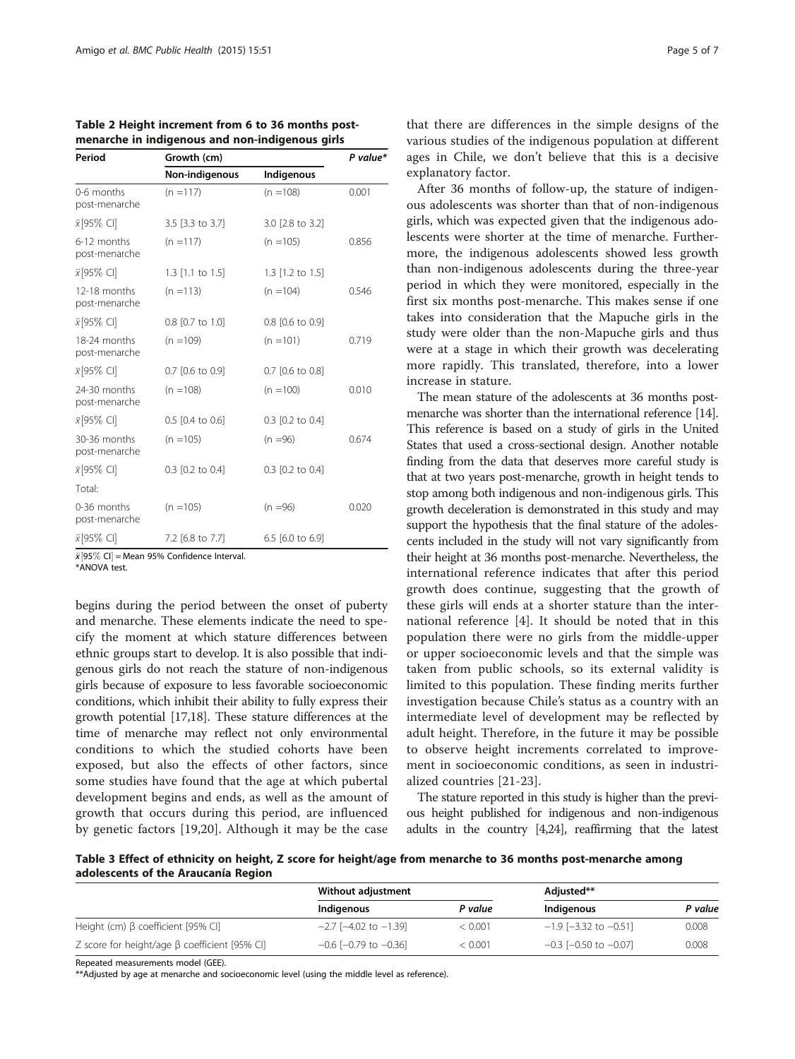**Table 2 Height increment from 6 to 36 months post-menarche in indigenous and non-indigenous girls**

| Period | Growth (cm) | | *P value\** |
|---|---|---|---|
| | Non-indigenous | Indigenous | |
| 0-6 months post-menarche | (n =117) | (n =108) | 0.001 |
| $\bar{x}$[95% CI] | 3.5 [3.3 to 3.7] | 3.0 [2.8 to 3.2] | |
| 6-12 months post-menarche | (n =117) | (n =105) | 0.856 |
| $\bar{x}$[95% CI] | 1.3 [1.1 to 1.5] | 1.3 [1.2 to 1.5] | |
| 12-18 months post-menarche | (n =113) | (n =104) | 0.546 |
| $\bar{x}$[95% CI] | 0.8 [0.7 to 1.0] | 0.8 [0.6 to 0.9] | |
| 18-24 months post-menarche | (n =109) | (n =101) | 0.719 |
| $\bar{x}$[95% CI] | 0.7 [0.6 to 0.9] | 0.7 [0.6 to 0.8] | |
| 24-30 months post-menarche | (n =108) | (n =100) | 0.010 |
| $\bar{x}$[95% CI] | 0.5 [0.4 to 0.6] | 0.3 [0.2 to 0.4] | |
| 30-36 months post-menarche | (n =105) | (n =96) | 0.674 |
| $\bar{x}$[95% CI] | 0.3 [0.2 to 0.4] | 0.3 [0.2 to 0.4] | |
| Total: | | | |
| 0-36 months post-menarche | (n =105) | (n =96) | 0.020 |
| $\bar{x}$[95% CI] | 7.2 [6.8 to 7.7] | 6.5 [6.0 to 6.9] | |

$\bar{x}$[95% CI] = Mean 95% Confidence Interval.
\*ANOVA test.

begins during the period between the onset of puberty and menarche. These elements indicate the need to specify the moment at which stature differences between ethnic groups start to develop. It is also possible that indigenous girls do not reach the stature of non-indigenous girls because of exposure to less favorable socioeconomic conditions, which inhibit their ability to fully express their growth potential [17,18]. These stature differences at the time of menarche may reflect not only environmental conditions to which the studied cohorts have been exposed, but also the effects of other factors, since some studies have found that the age at which pubertal development begins and ends, as well as the amount of growth that occurs during this period, are influenced by genetic factors [19,20]. Although it may be the case that there are differences in the simple designs of the various studies of the indigenous population at different ages in Chile, we don't believe that this is a decisive explanatory factor.

After 36 months of follow-up, the stature of indigenous adolescents was shorter than that of non-indigenous girls, which was expected given that the indigenous adolescents were shorter at the time of menarche. Furthermore, the indigenous adolescents showed less growth than non-indigenous adolescents during the three-year period in which they were monitored, especially in the first six months post-menarche. This makes sense if one takes into consideration that the Mapuche girls in the study were older than the non-Mapuche girls and thus were at a stage in which their growth was decelerating more rapidly. This translated, therefore, into a lower increase in stature.

The mean stature of the adolescents at 36 months post-menarche was shorter than the international reference [14]. This reference is based on a study of girls in the United States that used a cross-sectional design. Another notable finding from the data that deserves more careful study is that at two years post-menarche, growth in height tends to stop among both indigenous and non-indigenous girls. This growth deceleration is demonstrated in this study and may support the hypothesis that the final stature of the adolescents included in the study will not vary significantly from their height at 36 months post-menarche. Nevertheless, the international reference indicates that after this period growth does continue, suggesting that the growth of these girls will ends at a shorter stature than the international reference [4]. It should be noted that in this population there were no girls from the middle-upper or upper socioeconomic levels and that the simple was taken from public schools, so its external validity is limited to this population. These finding merits further investigation because Chile's status as a country with an intermediate level of development may be reflected by adult height. Therefore, in the future it may be possible to observe height increments correlated to improvement in socioeconomic conditions, as seen in industrialized countries [21-23].

The stature reported in this study is higher than the previous height published for indigenous and non-indigenous adults in the country [4,24], reaffirming that the latest

**Table 3 Effect of ethnicity on height, Z score for height/age from menarche to 36 months post-menarche among adolescents of the Araucanía Region**

| | Without adjustment | | Adjusted\*\* | |
|---|---|---|---|---|
| | Indigenous | *P value* | Indigenous | *P value* |
| Height (cm) β coefficient [95% CI] | −2.7 [−4.02 to −1.39] | < 0.001 | −1.9 [−3.32 to −0.51] | 0.008 |
| Z score for height/age β coefficient [95% CI] | −0.6 [−0.79 to −0.36] | < 0.001 | −0.3 [−0.50 to −0.07] | 0.008 |

Repeated measurements model (GEE).
\*\*Adjusted by age at menarche and socioeconomic level (using the middle level as reference).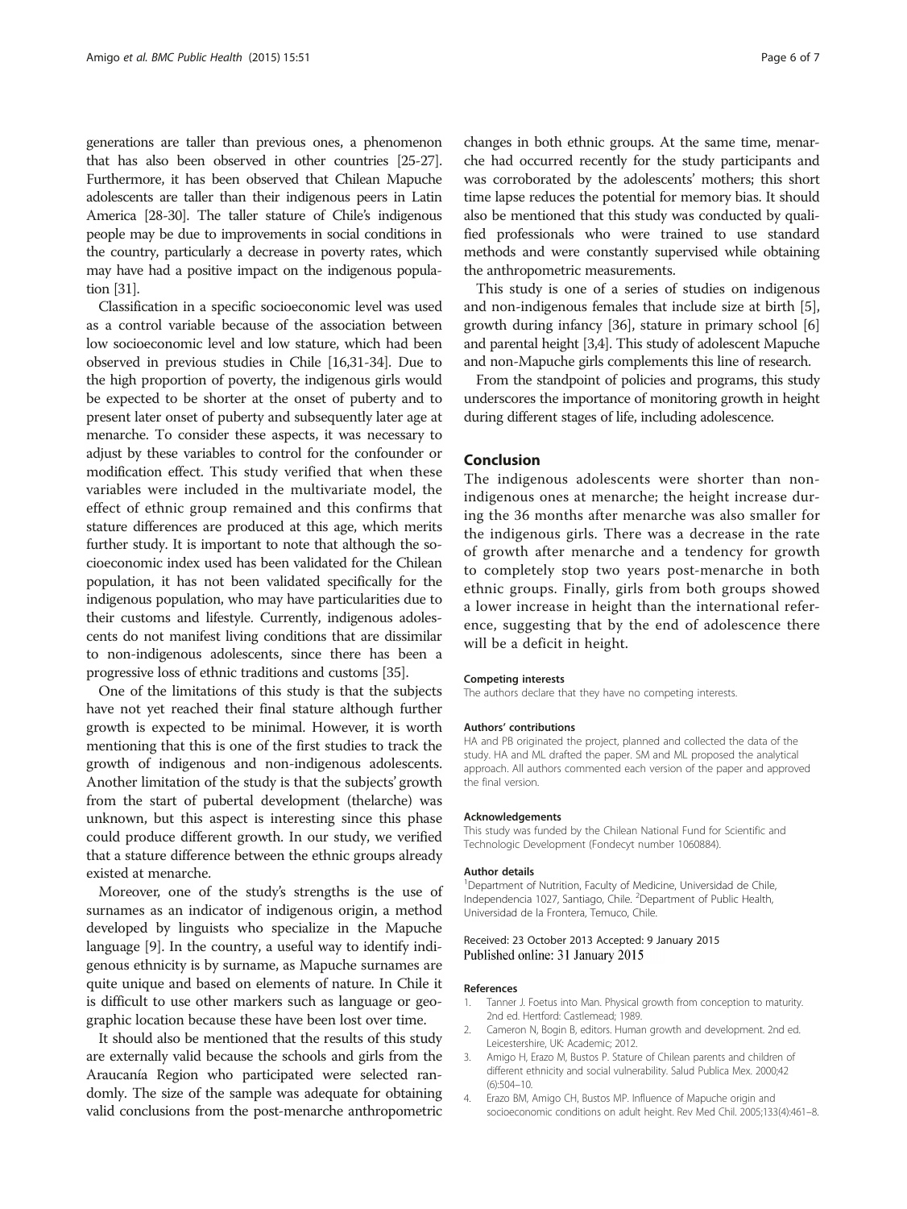generations are taller than previous ones, a phenomenon that has also been observed in other countries [25-27]. Furthermore, it has been observed that Chilean Mapuche adolescents are taller than their indigenous peers in Latin America [28-30]. The taller stature of Chile's indigenous people may be due to improvements in social conditions in the country, particularly a decrease in poverty rates, which may have had a positive impact on the indigenous population [31].

Classification in a specific socioeconomic level was used as a control variable because of the association between low socioeconomic level and low stature, which had been observed in previous studies in Chile [16,31-34]. Due to the high proportion of poverty, the indigenous girls would be expected to be shorter at the onset of puberty and to present later onset of puberty and subsequently later age at menarche. To consider these aspects, it was necessary to adjust by these variables to control for the confounder or modification effect. This study verified that when these variables were included in the multivariate model, the effect of ethnic group remained and this confirms that stature differences are produced at this age, which merits further study. It is important to note that although the socioeconomic index used has been validated for the Chilean population, it has not been validated specifically for the indigenous population, who may have particularities due to their customs and lifestyle. Currently, indigenous adolescents do not manifest living conditions that are dissimilar to non-indigenous adolescents, since there has been a progressive loss of ethnic traditions and customs [35].

One of the limitations of this study is that the subjects have not yet reached their final stature although further growth is expected to be minimal. However, it is worth mentioning that this is one of the first studies to track the growth of indigenous and non-indigenous adolescents. Another limitation of the study is that the subjects' growth from the start of pubertal development (thelarche) was unknown, but this aspect is interesting since this phase could produce different growth. In our study, we verified that a stature difference between the ethnic groups already existed at menarche.

Moreover, one of the study's strengths is the use of surnames as an indicator of indigenous origin, a method developed by linguists who specialize in the Mapuche language [9]. In the country, a useful way to identify indigenous ethnicity is by surname, as Mapuche surnames are quite unique and based on elements of nature. In Chile it is difficult to use other markers such as language or geographic location because these have been lost over time.

It should also be mentioned that the results of this study are externally valid because the schools and girls from the Araucanía Region who participated were selected randomly. The size of the sample was adequate for obtaining valid conclusions from the post-menarche anthropometric changes in both ethnic groups. At the same time, menarche had occurred recently for the study participants and was corroborated by the adolescents' mothers; this short time lapse reduces the potential for memory bias. It should also be mentioned that this study was conducted by qualified professionals who were trained to use standard methods and were constantly supervised while obtaining the anthropometric measurements.

This study is one of a series of studies on indigenous and non-indigenous females that include size at birth [5], growth during infancy [36], stature in primary school [6] and parental height [3,4]. This study of adolescent Mapuche and non-Mapuche girls complements this line of research.

From the standpoint of policies and programs, this study underscores the importance of monitoring growth in height during different stages of life, including adolescence.

## Conclusion

The indigenous adolescents were shorter than non-indigenous ones at menarche; the height increase during the 36 months after menarche was also smaller for the indigenous girls. There was a decrease in the rate of growth after menarche and a tendency for growth to completely stop two years post-menarche in both ethnic groups. Finally, girls from both groups showed a lower increase in height than the international reference, suggesting that by the end of adolescence there will be a deficit in height.

#### Competing interests

The authors declare that they have no competing interests.

#### Authors' contributions

HA and PB originated the project, planned and collected the data of the study. HA and ML drafted the paper. SM and ML proposed the analytical approach. All authors commented each version of the paper and approved the final version.

#### Acknowledgements

This study was funded by the Chilean National Fund for Scientific and Technologic Development (Fondecyt number 1060884).

#### Author details

[1]Department of Nutrition, Faculty of Medicine, Universidad de Chile, Independencia 1027, Santiago, Chile. [2]Department of Public Health, Universidad de la Frontera, Temuco, Chile.

Received: 23 October 2013 Accepted: 9 January 2015
Published online: 31 January 2015

#### References

1. Tanner J. Foetus into Man. Physical growth from conception to maturity. 2nd ed. Hertford: Castlemead; 1989.
2. Cameron N, Bogin B, editors. Human growth and development. 2nd ed. Leicestershire, UK: Academic; 2012.
3. Amigo H, Erazo M, Bustos P. Stature of Chilean parents and children of different ethnicity and social vulnerability. Salud Publica Mex. 2000;42 (6):504–10.
4. Erazo BM, Amigo CH, Bustos MP. Influence of Mapuche origin and socioeconomic conditions on adult height. Rev Med Chil. 2005;133(4):461–8.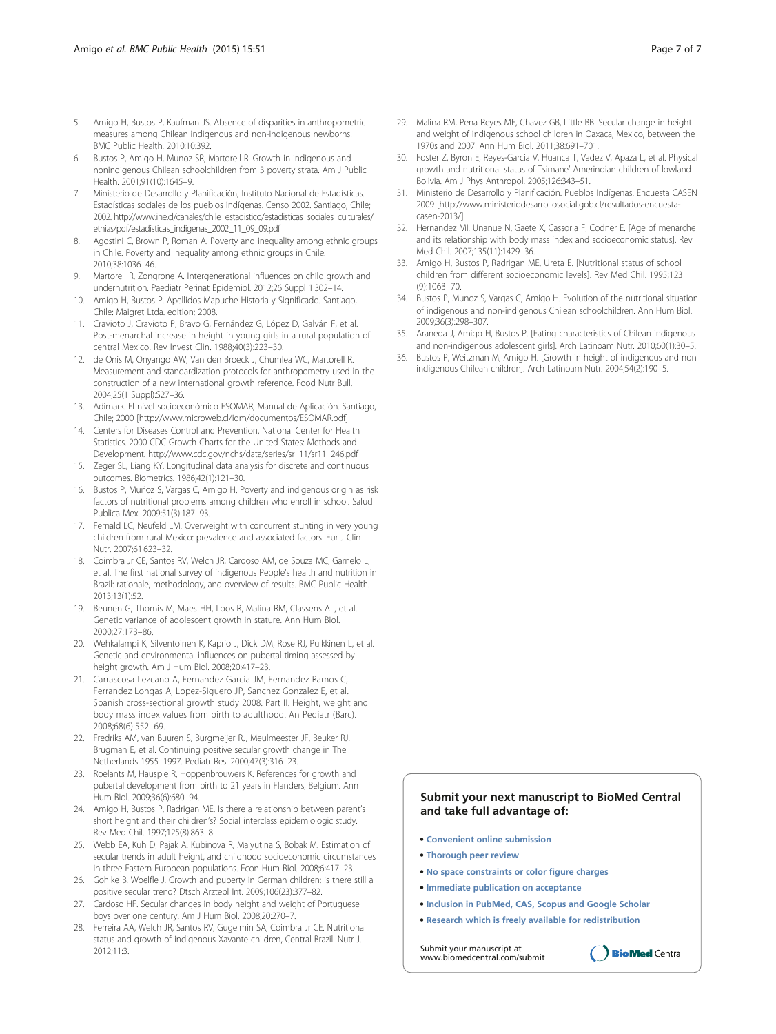5. Amigo H, Bustos P, Kaufman JS. Absence of disparities in anthropometric measures among Chilean indigenous and non-indigenous newborns. BMC Public Health. 2010;10:392.
6. Bustos P, Amigo H, Munoz SR, Martorell R. Growth in indigenous and nonindigenous Chilean schoolchildren from 3 poverty strata. Am J Public Health. 2001;91(10):1645–9.
7. Ministerio de Desarrollo y Planificación, Instituto Nacional de Estadísticas. Estadísticas sociales de los pueblos indígenas. Censo 2002. Santiago, Chile; 2002. http://www.ine.cl/canales/chile_estadistico/estadisticas_sociales_culturales/etnias/pdf/estadisticas_indigenas_2002_11_09_09.pdf
8. Agostini C, Brown P, Roman A. Poverty and inequality among ethnic groups in Chile. Poverty and inequality among ethnic groups in Chile. 2010;38:1036–46.
9. Martorell R, Zongrone A. Intergenerational influences on child growth and undernutrition. Paediatr Perinat Epidemiol. 2012;26 Suppl 1:302–14.
10. Amigo H, Bustos P. Apellidos Mapuche Historia y Significado. Santiago, Chile: Maigret Ltda. edition; 2008.
11. Cravioto J, Cravioto P, Bravo G, Fernández G, López D, Galván F, et al. Post-menarchal increase in height in young girls in a rural population of central Mexico. Rev Invest Clin. 1988;40(3):223–30.
12. de Onis M, Onyango AW, Van den Broeck J, Chumlea WC, Martorell R. Measurement and standardization protocols for anthropometry used in the construction of a new international growth reference. Food Nutr Bull. 2004;25(1 Suppl):S27–36.
13. Adimark. El nivel socioeconómico ESOMAR, Manual de Aplicación. Santiago, Chile; 2000 [http://www.microweb.cl/idm/documentos/ESOMAR.pdf]
14. Centers for Diseases Control and Prevention, National Center for Health Statistics. 2000 CDC Growth Charts for the United States: Methods and Development. http://www.cdc.gov/nchs/data/series/sr_11/sr11_246.pdf
15. Zeger SL, Liang KY. Longitudinal data analysis for discrete and continuous outcomes. Biometrics. 1986;42(1):121–30.
16. Bustos P, Muñoz S, Vargas C, Amigo H. Poverty and indigenous origin as risk factors of nutritional problems among children who enroll in school. Salud Publica Mex. 2009;51(3):187–93.
17. Fernald LC, Neufeld LM. Overweight with concurrent stunting in very young children from rural Mexico: prevalence and associated factors. Eur J Clin Nutr. 2007;61:623–32.
18. Coimbra Jr CE, Santos RV, Welch JR, Cardoso AM, de Souza MC, Garnelo L, et al. The first national survey of indigenous People's health and nutrition in Brazil: rationale, methodology, and overview of results. BMC Public Health. 2013;13(1):52.
19. Beunen G, Thomis M, Maes HH, Loos R, Malina RM, Classens AL, et al. Genetic variance of adolescent growth in stature. Ann Hum Biol. 2000;27:173–86.
20. Wehkalampi K, Silventoinen K, Kaprio J, Dick DM, Rose RJ, Pulkkinen L, et al. Genetic and environmental influences on pubertal timing assessed by height growth. Am J Hum Biol. 2008;20:417–23.
21. Carrascosa Lezcano A, Fernandez Garcia JM, Fernandez Ramos C, Ferrandez Longas A, Lopez-Siguero JP, Sanchez Gonzalez E, et al. Spanish cross-sectional growth study 2008. Part II. Height, weight and body mass index values from birth to adulthood. An Pediatr (Barc). 2008;68(6):552–69.
22. Fredriks AM, van Buuren S, Burgmeijer RJ, Meulmeester JF, Beuker RJ, Brugman E, et al. Continuing positive secular growth change in The Netherlands 1955–1997. Pediatr Res. 2000;47(3):316–23.
23. Roelants M, Hauspie R, Hoppenbrouwers K. References for growth and pubertal development from birth to 21 years in Flanders, Belgium. Ann Hum Biol. 2009;36(6):680–94.
24. Amigo H, Bustos P, Radrigan ME. Is there a relationship between parent's short height and their children's? Social interclass epidemiologic study. Rev Med Chil. 1997;125(8):863–8.
25. Webb EA, Kuh D, Pajak A, Kubinova R, Malyutina S, Bobak M. Estimation of secular trends in adult height, and childhood socioeconomic circumstances in three Eastern European populations. Econ Hum Biol. 2008;6:417–23.
26. Gohlke B, Woelfle J. Growth and puberty in German children: is there still a positive secular trend? Dtsch Arztebl Int. 2009;106(23):377–82.
27. Cardoso HF. Secular changes in body height and weight of Portuguese boys over one century. Am J Hum Biol. 2008;20:270–7.
28. Ferreira AA, Welch JR, Santos RV, Gugelmin SA, Coimbra Jr CE. Nutritional status and growth of indigenous Xavante children, Central Brazil. Nutr J. 2012;11:3.
29. Malina RM, Pena Reyes ME, Chavez GB, Little BB. Secular change in height and weight of indigenous school children in Oaxaca, Mexico, between the 1970s and 2007. Ann Hum Biol. 2011;38:691–701.
30. Foster Z, Byron E, Reyes-Garcia V, Huanca T, Vadez V, Apaza L, et al. Physical growth and nutritional status of Tsimane' Amerindian children of lowland Bolivia. Am J Phys Anthropol. 2005;126:343–51.
31. Ministerio de Desarrollo y Planificación. Pueblos Indígenas. Encuesta CASEN 2009 [http://www.ministeriodesarrollosocial.gob.cl/resultados-encuesta-casen-2013/]
32. Hernandez MI, Unanue N, Gaete X, Cassorla F, Codner E. [Age of menarche and its relationship with body mass index and socioeconomic status]. Rev Med Chil. 2007;135(11):1429–36.
33. Amigo H, Bustos P, Radrigan ME, Ureta E. [Nutritional status of school children from different socioeconomic levels]. Rev Med Chil. 1995;123(9):1063–70.
34. Bustos P, Munoz S, Vargas C, Amigo H. Evolution of the nutritional situation of indigenous and non-indigenous Chilean schoolchildren. Ann Hum Biol. 2009;36(3):298–307.
35. Araneda J, Amigo H, Bustos P. [Eating characteristics of Chilean indigenous and non-indigenous adolescent girls]. Arch Latinoam Nutr. 2010;60(1):30–5.
36. Bustos P, Weitzman M, Amigo H. [Growth in height of indigenous and non indigenous Chilean children]. Arch Latinoam Nutr. 2004;54(2):190–5.

**Submit your next manuscript to BioMed Central and take full advantage of:**

- Convenient online submission
- Thorough peer review
- No space constraints or color figure charges
- Immediate publication on acceptance
- Inclusion in PubMed, CAS, Scopus and Google Scholar
- Research which is freely available for redistribution

Submit your manuscript at www.biomedcentral.com/submit